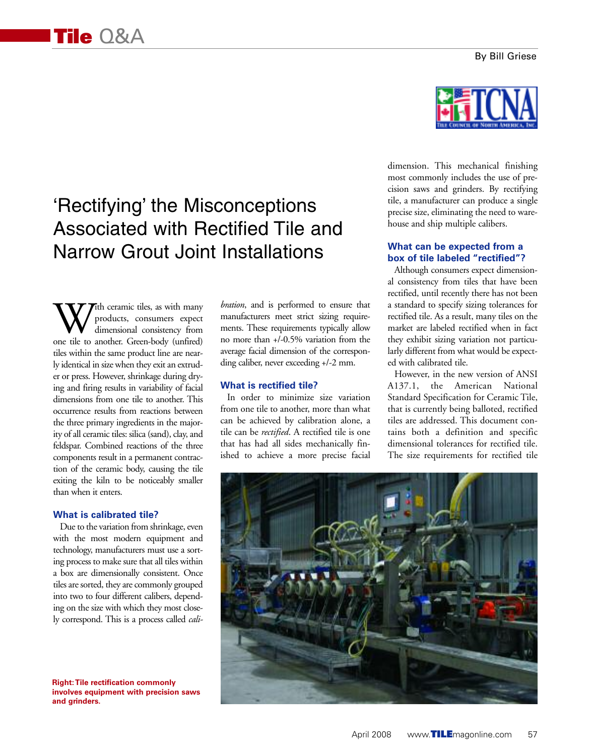# Tile Q&A

By Bill Griese

## 'Rectifying' the Misconceptions Associated with Rectified Tile and Narrow Grout Joint Installations

With ceramic tiles, as with many products, consumers expect dimensional consistency from one tile to another. Green-body (unfired) tiles within the same product line are nearly identical in size when they exit an extruder or press. However, shrinkage during drying and firing results in variability of facial dimensions from one tile to another. This occurrence results from reactions between the three primary ingredients in the majority of all ceramic tiles: silica (sand), clay, and feldspar. Combined reactions of the three components result in a permanent contraction of the ceramic body, causing the tile exiting the kiln to be noticeably smaller than when it enters.

### What is calibrated tile?

Due to the variation from shrinkage, even with the most modern equipment and technology, manufacturers must use a sorting process to make sure that all tiles within a box are dimensionally consistent. Once tiles are sorted, they are commonly grouped into two to four different calibers, depending on the size with which they most closely correspond. This is a process called *calibration*, and is performed to ensure that manufacturers meet strict sizing requirements. These requirements typically allow no more than +/-0.5% variation from the average facial dimension of the corresponding caliber, never exceeding +/-2 mm.

### What is rectified tile?

In order to minimize size variation from one tile to another, more than what can be achieved by calibration alone, a tile can be *rectified*. A rectified tile is one that has had all sides mechanically finished to achieve a more precise facial dimension. This mechanical finishing most commonly includes the use of precision saws and grinders. By rectifying tile, a manufacturer can produce a single precise size, eliminating the need to warehouse and ship multiple calibers.

### What can be expected from a box of tile labeled "rectified"?

Although consumers expect dimensional consistency from tiles that have been rectified, until recently there has not been a standard to specify sizing tolerances for rectified tile. As a result, many tiles on the market are labeled rectified when in fact they exhibit sizing variation not particularly different from what would be expected with calibrated tile.

However, in the new version of ANSI A137.1, the American National Standard Specification for Ceramic Tile, that is currently being balloted, rectified tiles are addressed. This document contains both a definition and specific dimensional tolerances for rectified tile. The size requirements for rectified tile

**Right: Tile rectification commonly involves equipment with precision saws and grinders.**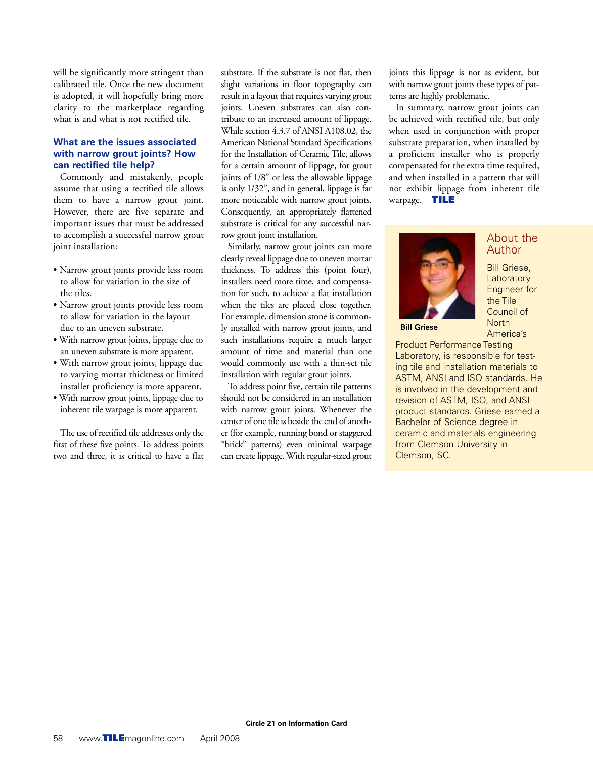will be significantly more stringent than calibrated tile. Once the new document is adopted, it will hopefully bring more clarity to the marketplace regarding what is and what is not rectified tile.

### What are the issues associated with narrow grout joints? How can rectified tile help?

Commonly and mistakenly, people assume that using a rectified tile allows them to have a narrow grout joint. However, there are five separate and important issues that must be addressed to accomplish a successful narrow grout joint installation:

- Narrow grout joints provide less room to allow for variation in the size of the tiles.
- Narrow grout joints provide less room to allow for variation in the layout due to an uneven substrate.
- With narrow grout joints, lippage due to an uneven substrate is more apparent.
- With narrow grout joints, lippage due to varying mortar thickness or limited installer proficiency is more apparent.
- With narrow grout joints, lippage due to inherent tile warpage is more apparent.

The use of rectified tile addresses only the first of these five points. To address points two and three, it is critical to have a flat substrate. If the substrate is not flat, then slight variations in floor topography can result in a layout that requires varying grout joints. Uneven substrates can also contribute to an increased amount of lippage. While section 4.3.7 of ANSI A108.02, the American National Standard Specifications for the Installation of Ceramic Tile, allows for a certain amount of lippage, for grout joints of 1/8" or less the allowable lippage is only 1/32", and in general, lippage is far more noticeable with narrow grout joints. Consequently, an appropriately flattened substrate is critical for any successful narrow grout joint installation.

Similarly, narrow grout joints can more clearly reveal lippage due to uneven mortar thickness. To address this (point four), installers need more time, and compensation for such, to achieve a flat installation when the tiles are placed close together. For example, dimension stone is commonly installed with narrow grout joints, and such installations require a much larger amount of time and material than one would commonly use with a thin-set tile installation with regular grout joints.

To address point five, certain tile patterns should not be considered in an installation with narrow grout joints. Whenever the center of one tile is beside the end of another (for example, running bond or staggered "brick" patterns) even minimal warpage can create lippage. With regular-sized grout joints this lippage is not as evident, but with narrow grout joints these types of patterns are highly problematic.

In summary, narrow grout joints can be achieved with rectified tile, but only when used in conjunction with proper substrate preparation, when installed by a proficient installer who is properly compensated for the extra time required, and when installed in a pattern that will not exhibit lippage from inherent tile warpage. **TILE**

## About the Author

**Bill Griese**

Bill Griese, Laboratory Engineer for the Tile Council of North America's Product Performance Testing Laboratory, is responsible for testing tile and installation materials to ASTM, ANSI and ISO standards. He is involved in the development and revision of ASTM, ISO, and ANSI product standards. Griese earned a Bachelor of Science degree in ceramic and materials engineering from Clemson University in Clemson, SC.

Circle 21 on Information Card